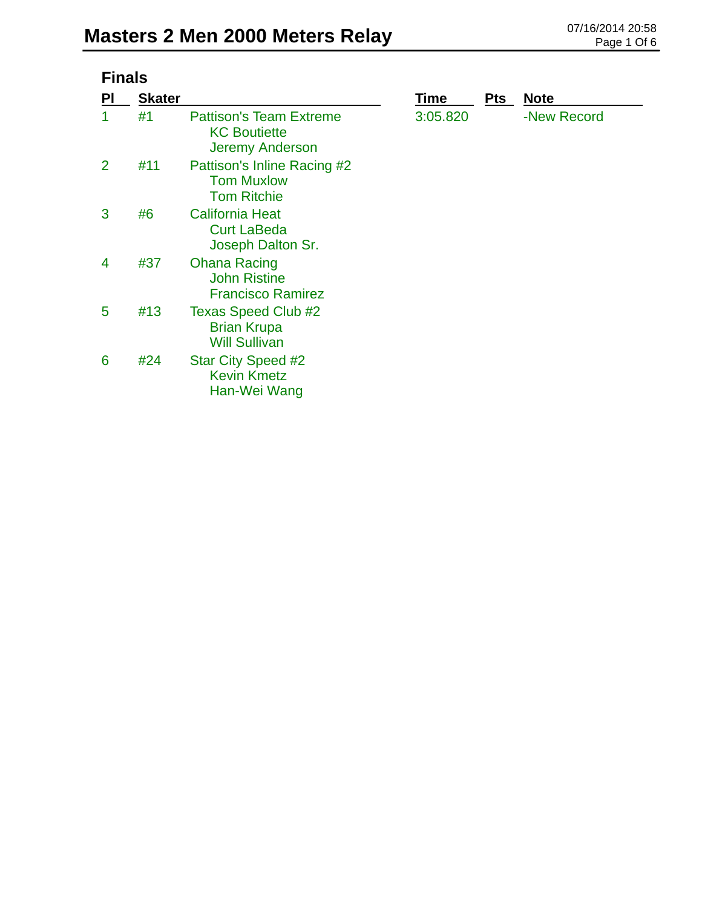# Masters 2 Men 2000 Meters Relay

07/16/2014 20:58

## Finals

| Pl | Skater | | Time | Pts | Note |
|---|---|---|---|---|---|
| 1 | #1 | Pattison's Team Extreme<br>KC Boutiette<br>Jeremy Anderson | 3:05.820 | | -New Record |
| 2 | #11 | Pattison's Inline Racing #2<br>Tom Muxlow<br>Tom Ritchie | | | |
| 3 | #6 | California Heat<br>Curt LaBeda<br>Joseph Dalton Sr. | | | |
| 4 | #37 | Ohana Racing<br>John Ristine<br>Francisco Ramirez | | | |
| 5 | #13 | Texas Speed Club #2<br>Brian Krupa<br>Will Sullivan | | | |
| 6 | #24 | Star City Speed #2<br>Kevin Kmetz<br>Han-Wei Wang | | | |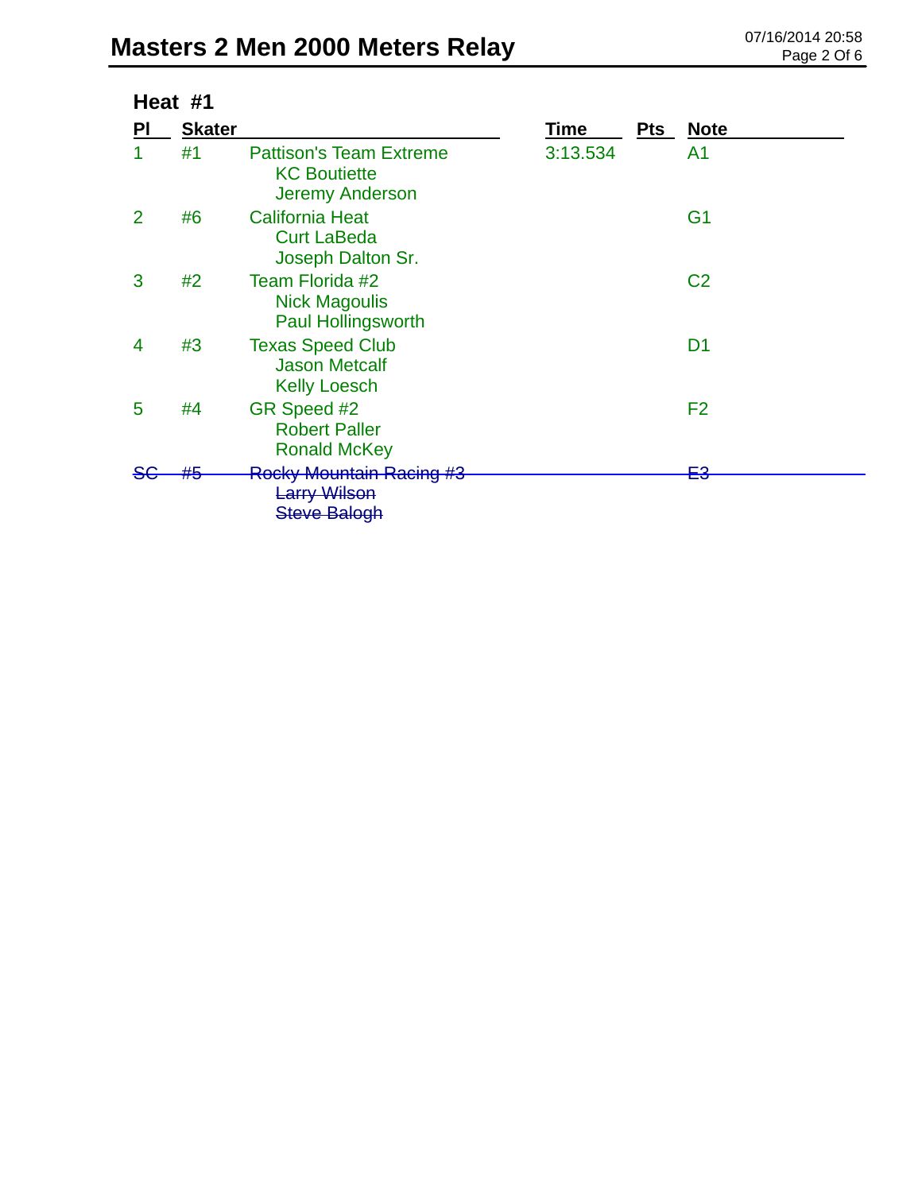# Masters 2 Men 2000 Meters Relay

07/16/2014 20:58

## Heat #1

| Pl | Skater | | Time | Pts | Note |
|---|---|---|---|---|---|
| 1 | #1 | Pattison's Team Extreme<br>KC Boutiette<br>Jeremy Anderson | 3:13.534 | | A1 |
| 2 | #6 | California Heat<br>Curt LaBeda<br>Joseph Dalton Sr. | | | G1 |
| 3 | #2 | Team Florida #2<br>Nick Magoulis<br>Paul Hollingsworth | | | C2 |
| 4 | #3 | Texas Speed Club<br>Jason Metcalf<br>Kelly Loesch | | | D1 |
| 5 | #4 | GR Speed #2<br>Robert Paller<br>Ronald McKey | | | F2 |
| ~~SC~~ | ~~#5~~ | ~~Rocky Mountain Racing #3~~<br>~~Larry Wilson~~<br>~~Steve Balogh~~ | | | ~~E3~~ |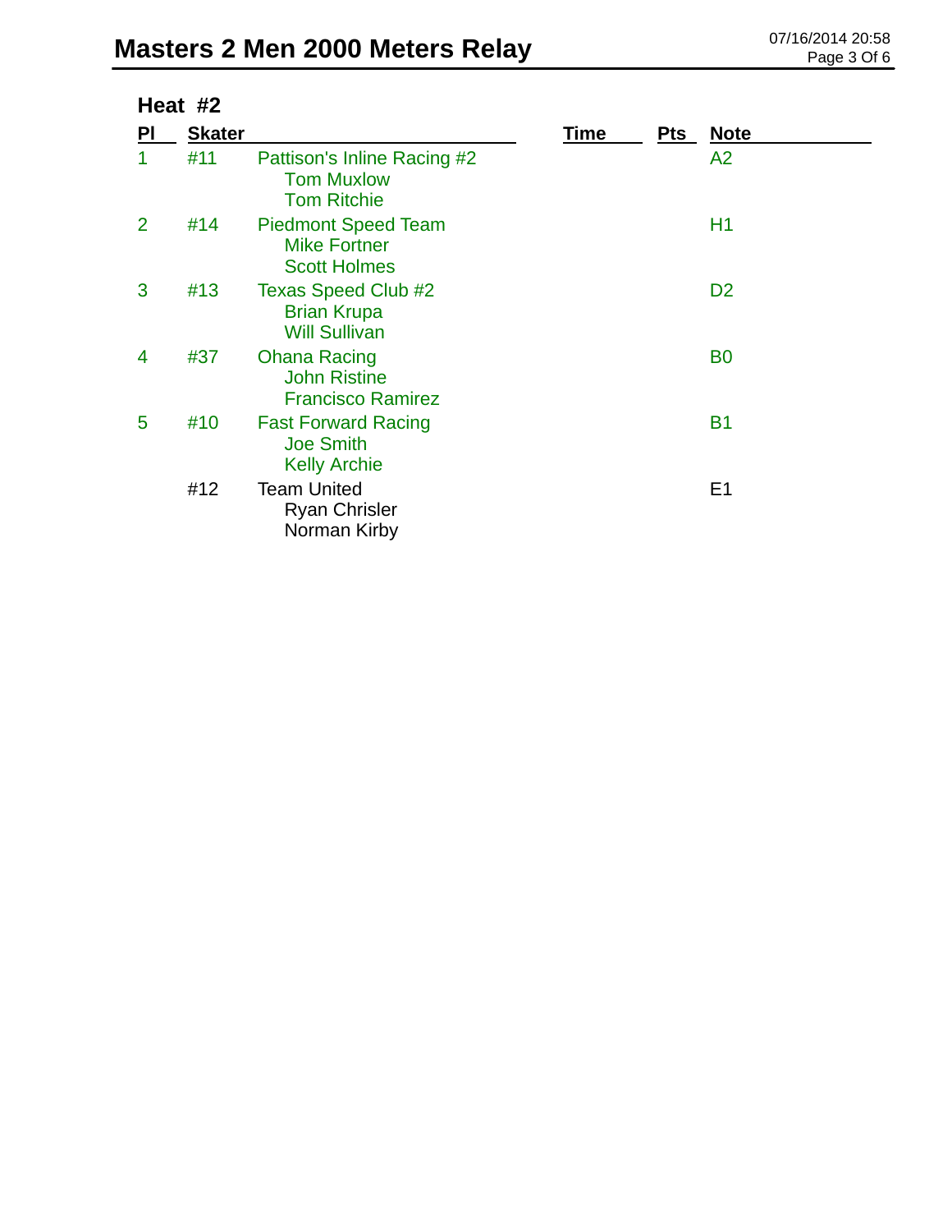# Masters 2 Men 2000 Meters Relay

## Heat #2

| Pl | Skater | | Time | Pts | Note |
|---|---|---|---|---|---|
| 1 | #11 | Pattison's Inline Racing #2<br>Tom Muxlow<br>Tom Ritchie | | | A2 |
| 2 | #14 | Piedmont Speed Team<br>Mike Fortner<br>Scott Holmes | | | H1 |
| 3 | #13 | Texas Speed Club #2<br>Brian Krupa<br>Will Sullivan | | | D2 |
| 4 | #37 | Ohana Racing<br>John Ristine<br>Francisco Ramirez | | | B0 |
| 5 | #10 | Fast Forward Racing<br>Joe Smith<br>Kelly Archie | | | B1 |
| | #12 | Team United<br>Ryan Chrisler<br>Norman Kirby | | | E1 |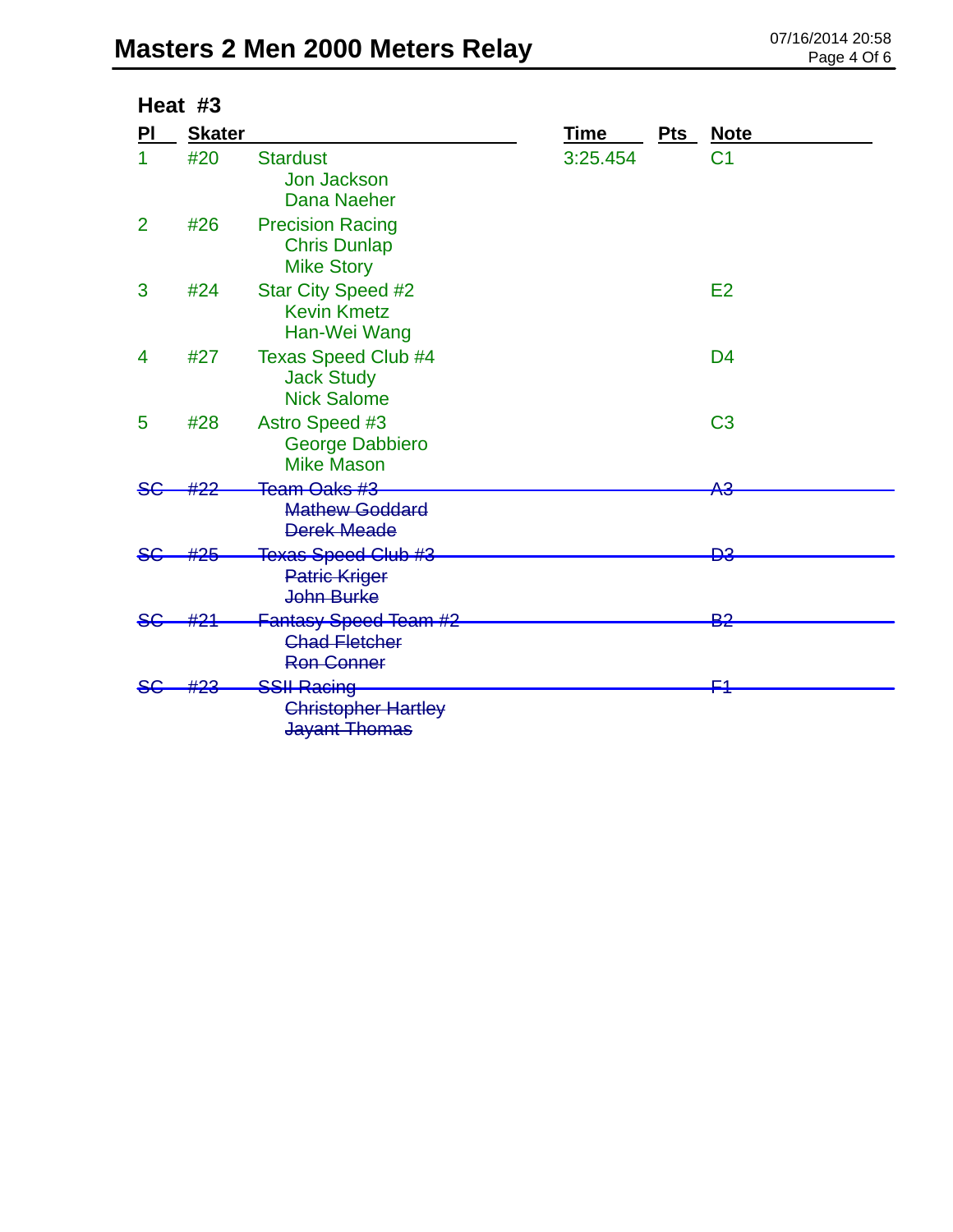# Masters 2 Men 2000 Meters Relay

07/16/2014 20:58

## Heat #3

| Pl | Skater | | Time | Pts | Note |
|---|---|---|---|---|---|
| 1 | #20 | Stardust<br>Jon Jackson<br>Dana Naeher | 3:25.454 | | C1 |
| 2 | #26 | Precision Racing<br>Chris Dunlap<br>Mike Story | | | |
| 3 | #24 | Star City Speed #2<br>Kevin Kmetz<br>Han-Wei Wang | | | E2 |
| 4 | #27 | Texas Speed Club #4<br>Jack Study<br>Nick Salome | | | D4 |
| 5 | #28 | Astro Speed #3<br>George Dabbiero<br>Mike Mason | | | C3 |
| ~~SC~~ | ~~#22~~ | ~~Team Oaks #3~~<br>~~Mathew Goddard~~<br>~~Derek Meade~~ | | | ~~A3~~ |
| ~~SC~~ | ~~#25~~ | ~~Texas Speed Club #3~~<br>~~Patric Kriger~~<br>~~John Burke~~ | | | ~~D3~~ |
| ~~SC~~ | ~~#21~~ | ~~Fantasy Speed Team #2~~<br>~~Chad Fletcher~~<br>~~Ron Conner~~ | | | ~~B2~~ |
| ~~SC~~ | ~~#23~~ | ~~SSII Racing~~<br>~~Christopher Hartley~~<br>~~Jayant Thomas~~ | | | ~~F1~~ |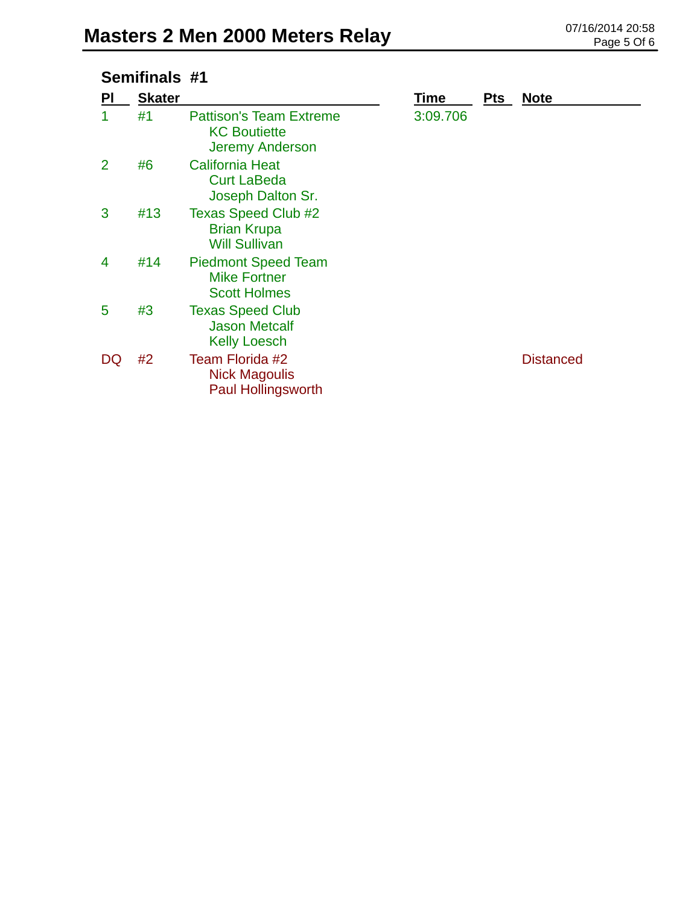# Masters 2 Men 2000 Meters Relay

## Semifinals #1

| Pl | Skater | | Time | Pts | Note |
|---|---|---|---|---|---|
| 1 | #1 | Pattison's Team Extreme<br>KC Boutiette<br>Jeremy Anderson | 3:09.706 | | |
| 2 | #6 | California Heat<br>Curt LaBeda<br>Joseph Dalton Sr. | | | |
| 3 | #13 | Texas Speed Club #2<br>Brian Krupa<br>Will Sullivan | | | |
| 4 | #14 | Piedmont Speed Team<br>Mike Fortner<br>Scott Holmes | | | |
| 5 | #3 | Texas Speed Club<br>Jason Metcalf<br>Kelly Loesch | | | |
| DQ | #2 | Team Florida #2<br>Nick Magoulis<br>Paul Hollingsworth | | | Distanced |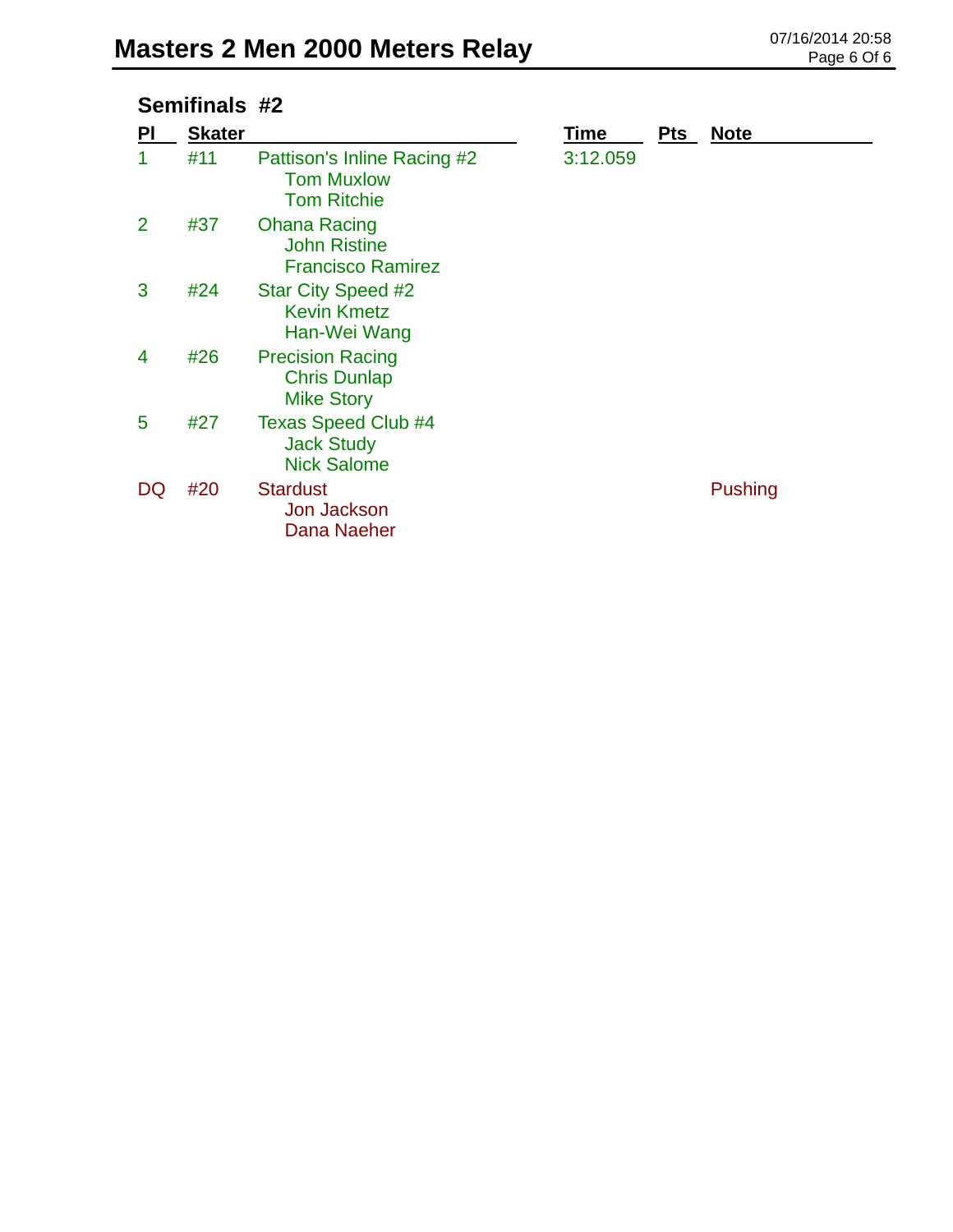# Masters 2 Men 2000 Meters Relay

## Semifinals #2

| Pl | Skater | | Time | Pts | Note |
|---|---|---|---|---|---|
| 1 | #11 | Pattison's Inline Racing #2<br>Tom Muxlow<br>Tom Ritchie | 3:12.059 | | |
| 2 | #37 | Ohana Racing<br>John Ristine<br>Francisco Ramirez | | | |
| 3 | #24 | Star City Speed #2<br>Kevin Kmetz<br>Han-Wei Wang | | | |
| 4 | #26 | Precision Racing<br>Chris Dunlap<br>Mike Story | | | |
| 5 | #27 | Texas Speed Club #4<br>Jack Study<br>Nick Salome | | | |
| DQ | #20 | Stardust<br>Jon Jackson<br>Dana Naeher | | | Pushing |